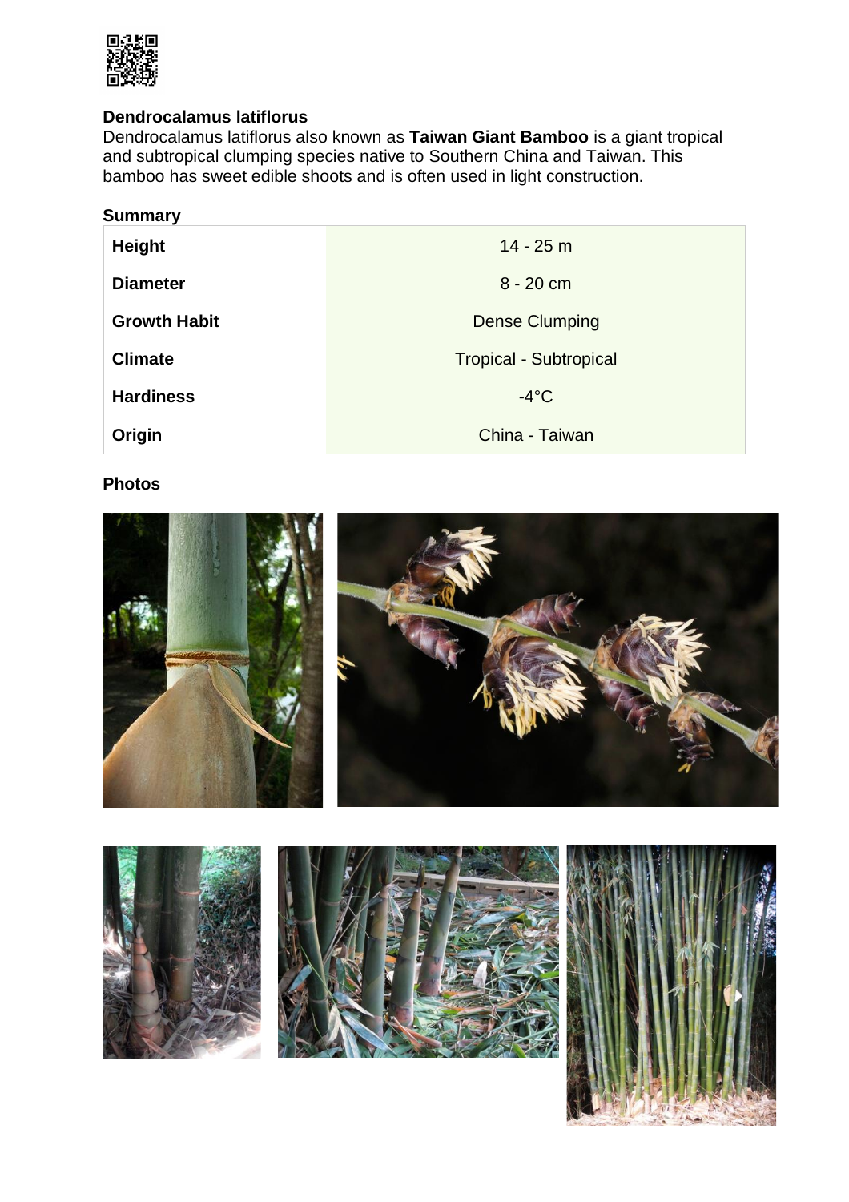## Dendrocalamus latiflorus

Dendrocalamus latiflorus also known as **Taiwan Giant Bamboo** is a giant tropical and subtropical clumping species native to Southern China and Taiwan. This bamboo has sweet edible shoots and is often used in light construction.

### Summary

| | |
|---|---|
| **Height** | 14 - 25 m |
| **Diameter** | 8 - 20 cm |
| **Growth Habit** | Dense Clumping |
| **Climate** | Tropical - Subtropical |
| **Hardiness** | -4°C |
| **Origin** | China - Taiwan |

### Photos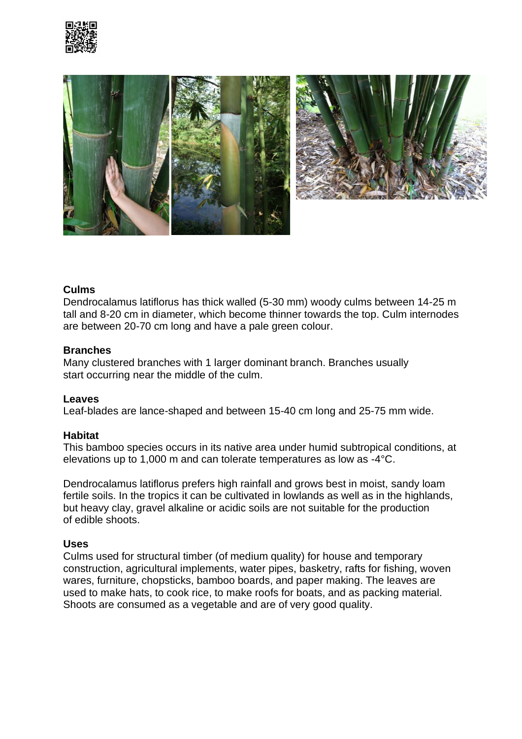**Culms**

Dendrocalamus latiflorus has thick walled (5-30 mm) woody culms between 14-25 m tall and 8-20 cm in diameter, which become thinner towards the top. Culm internodes are between 20-70 cm long and have a pale green colour.

**Branches**

Many clustered branches with 1 larger dominant branch. Branches usually start occurring near the middle of the culm.

**Leaves**

Leaf-blades are lance-shaped and between 15-40 cm long and 25-75 mm wide.

**Habitat**

This bamboo species occurs in its native area under humid subtropical conditions, at elevations up to 1,000 m and can tolerate temperatures as low as -4°C.

Dendrocalamus latiflorus prefers high rainfall and grows best in moist, sandy loam fertile soils. In the tropics it can be cultivated in lowlands as well as in the highlands, but heavy clay, gravel alkaline or acidic soils are not suitable for the production of edible shoots.

**Uses**

Culms used for structural timber (of medium quality) for house and temporary construction, agricultural implements, water pipes, basketry, rafts for fishing, woven wares, furniture, chopsticks, bamboo boards, and paper making. The leaves are used to make hats, to cook rice, to make roofs for boats, and as packing material. Shoots are consumed as a vegetable and are of very good quality.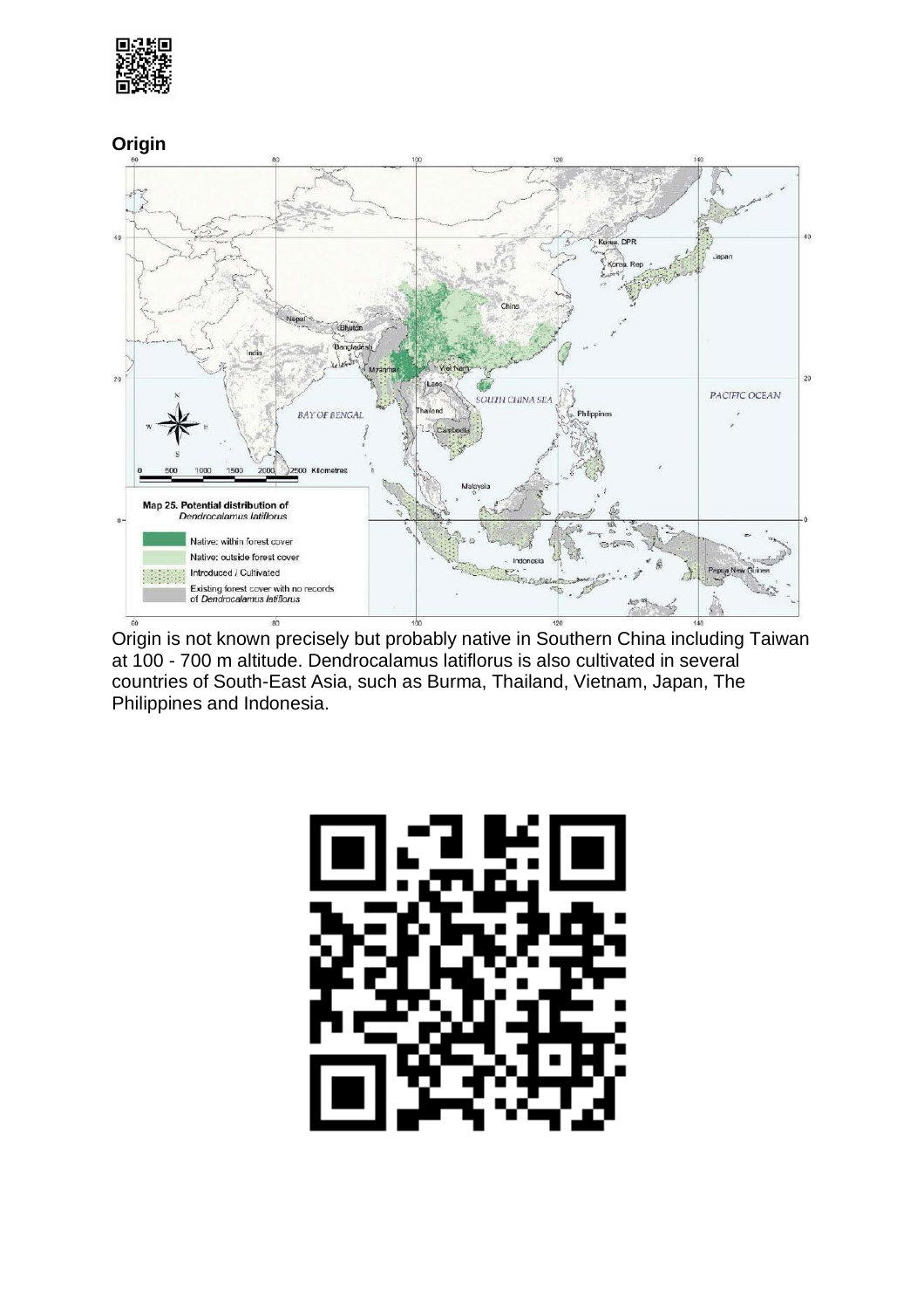## Origin

Map 25. Potential distribution of *Dendrocalamus latiflorus*

Native: within forest cover

Native: outside forest cover

Introduced / Cultivated

Existing forest cover with no records of *Dendrocalamus latiflorus*

0 500 1000 1500 2000 2500 Kilometres

Origin is not known precisely but probably native in Southern China including Taiwan at 100 - 700 m altitude. Dendrocalamus latiflorus is also cultivated in several countries of South-East Asia, such as Burma, Thailand, Vietnam, Japan, The Philippines and Indonesia.